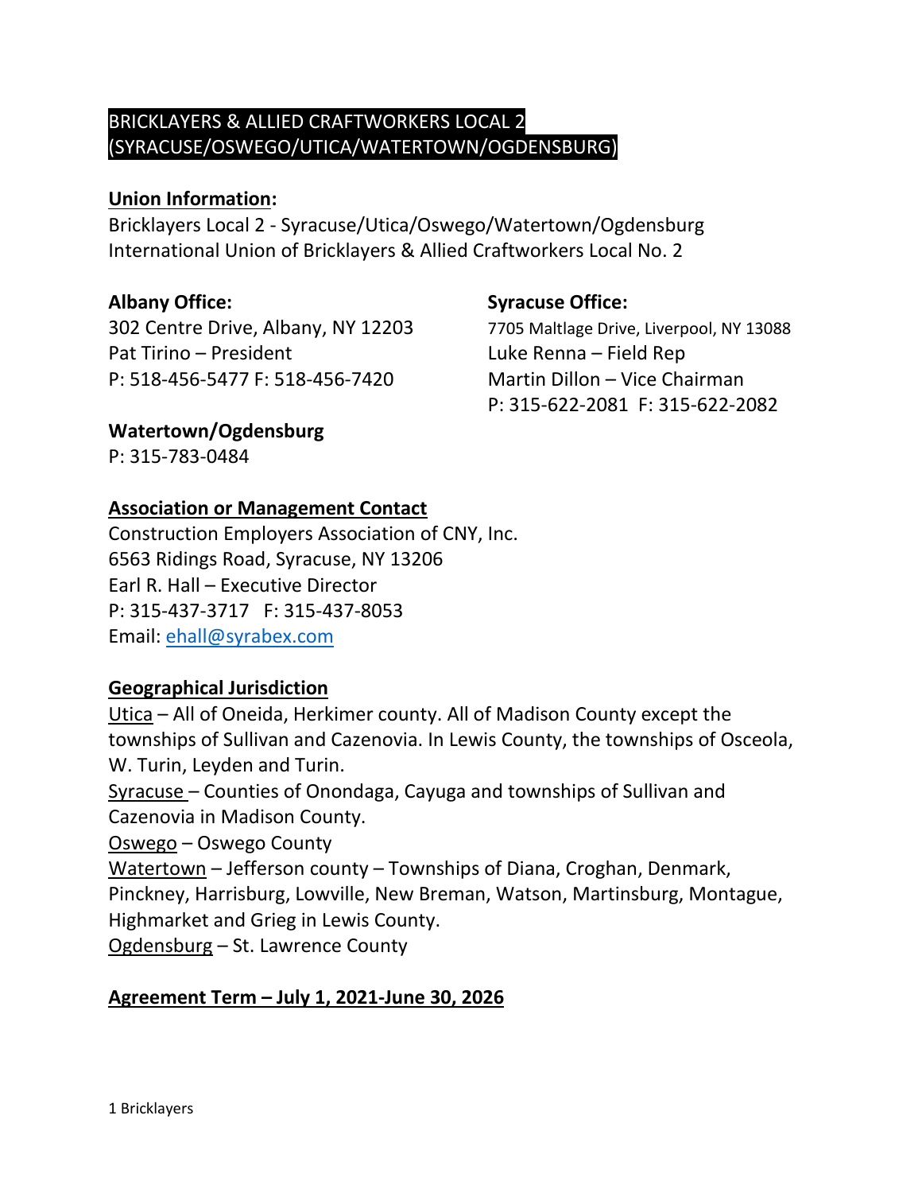# BRICKLAYERS & ALLIED CRAFTWORKERS LOCAL 2 (SYRACUSE/OSWEGO/UTICA/WATERTOWN/OGDENSBURG)

**Union Information:**
Bricklayers Local 2 - Syracuse/Utica/Oswego/Watertown/Ogdensburg
International Union of Bricklayers & Allied Craftworkers Local No. 2

**Albany Office:**
302 Centre Drive, Albany, NY 12203
Pat Tirino – President
P: 518-456-5477 F: 518-456-7420

**Syracuse Office:**
7705 Maltlage Drive, Liverpool, NY 13088
Luke Renna – Field Rep
Martin Dillon – Vice Chairman
P: 315-622-2081 F: 315-622-2082

**Watertown/Ogdensburg**
P: 315-783-0484

**Association or Management Contact**
Construction Employers Association of CNY, Inc.
6563 Ridings Road, Syracuse, NY 13206
Earl R. Hall – Executive Director
P: 315-437-3717 F: 315-437-8053
Email: ehall@syrabex.com

**Geographical Jurisdiction**
Utica – All of Oneida, Herkimer county. All of Madison County except the townships of Sullivan and Cazenovia. In Lewis County, the townships of Osceola, W. Turin, Leyden and Turin.
Syracuse – Counties of Onondaga, Cayuga and townships of Sullivan and Cazenovia in Madison County.
Oswego – Oswego County
Watertown – Jefferson county – Townships of Diana, Croghan, Denmark, Pinckney, Harrisburg, Lowville, New Breman, Watson, Martinsburg, Montague, Highmarket and Grieg in Lewis County.
Ogdensburg – St. Lawrence County

**Agreement Term – July 1, 2021-June 30, 2026**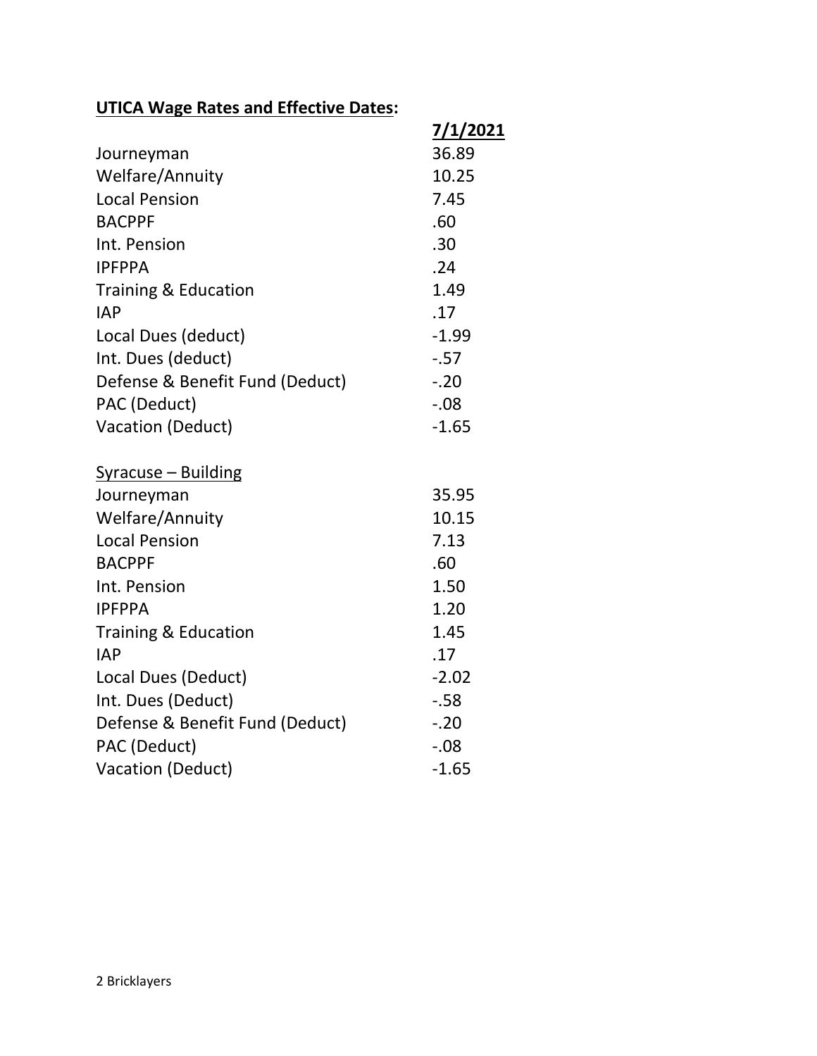## UTICA Wage Rates and Effective Dates:

| | 7/1/2021 |
|---|---|
| Journeyman | 36.89 |
| Welfare/Annuity | 10.25 |
| Local Pension | 7.45 |
| BACPPF | .60 |
| Int. Pension | .30 |
| IPFPPA | .24 |
| Training & Education | 1.49 |
| IAP | .17 |
| Local Dues (deduct) | -1.99 |
| Int. Dues (deduct) | -.57 |
| Defense & Benefit Fund (Deduct) | -.20 |
| PAC (Deduct) | -.08 |
| Vacation (Deduct) | -1.65 |

Syracuse – Building

| | |
|---|---|
| Journeyman | 35.95 |
| Welfare/Annuity | 10.15 |
| Local Pension | 7.13 |
| BACPPF | .60 |
| Int. Pension | 1.50 |
| IPFPPA | 1.20 |
| Training & Education | 1.45 |
| IAP | .17 |
| Local Dues (Deduct) | -2.02 |
| Int. Dues (Deduct) | -.58 |
| Defense & Benefit Fund (Deduct) | -.20 |
| PAC (Deduct) | -.08 |
| Vacation (Deduct) | -1.65 |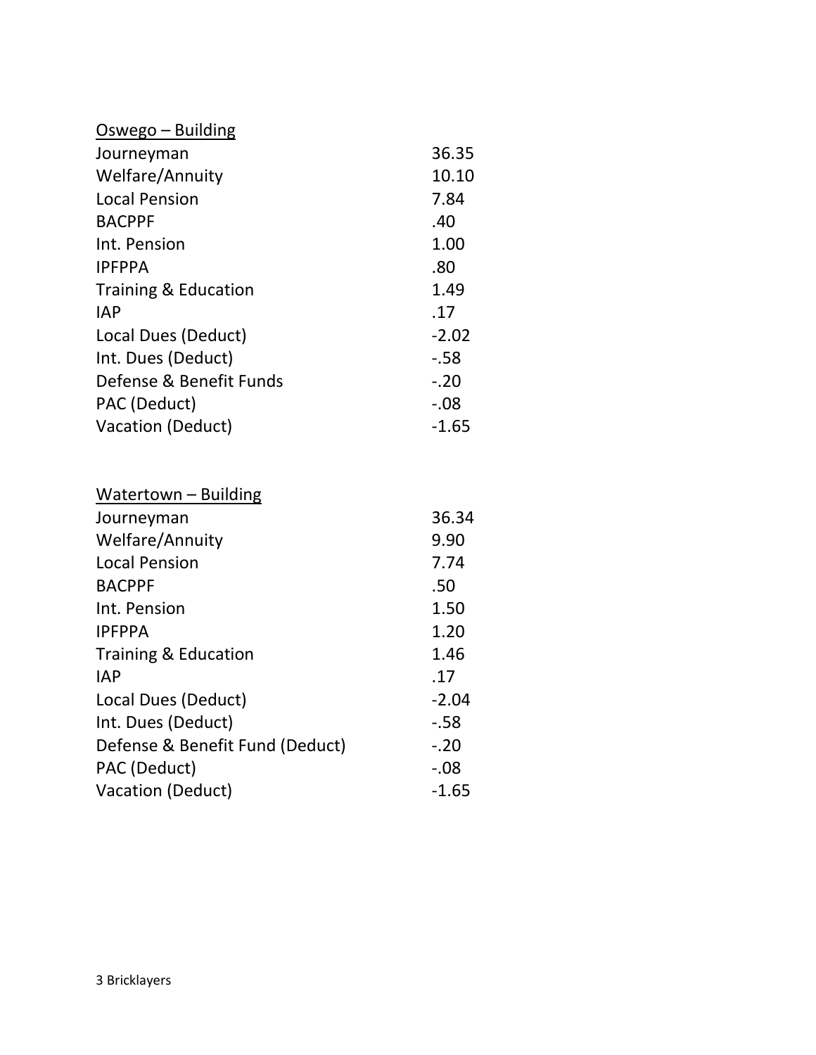<u>Oswego – Building</u>

| | |
|---|---|
| Journeyman | 36.35 |
| Welfare/Annuity | 10.10 |
| Local Pension | 7.84 |
| BACPPF | .40 |
| Int. Pension | 1.00 |
| IPFPPA | .80 |
| Training & Education | 1.49 |
| IAP | .17 |
| Local Dues (Deduct) | -2.02 |
| Int. Dues (Deduct) | -.58 |
| Defense & Benefit Funds | -.20 |
| PAC (Deduct) | -.08 |
| Vacation (Deduct) | -1.65 |

<u>Watertown – Building</u>

| | |
|---|---|
| Journeyman | 36.34 |
| Welfare/Annuity | 9.90 |
| Local Pension | 7.74 |
| BACPPF | .50 |
| Int. Pension | 1.50 |
| IPFPPA | 1.20 |
| Training & Education | 1.46 |
| IAP | .17 |
| Local Dues (Deduct) | -2.04 |
| Int. Dues (Deduct) | -.58 |
| Defense & Benefit Fund (Deduct) | -.20 |
| PAC (Deduct) | -.08 |
| Vacation (Deduct) | -1.65 |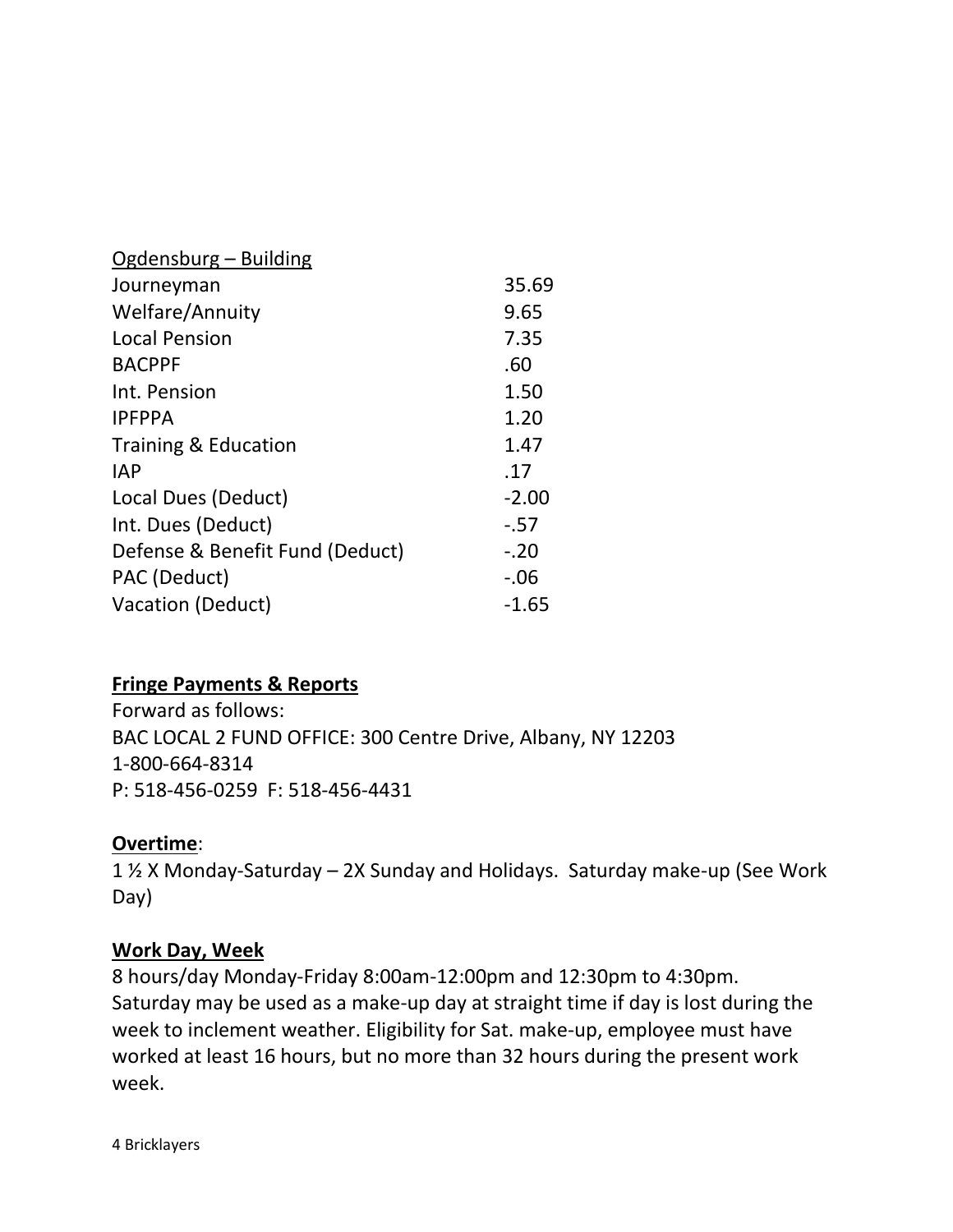| Ogdensburg – Building | |
|---|---|
| Journeyman | 35.69 |
| Welfare/Annuity | 9.65 |
| Local Pension | 7.35 |
| BACPPF | .60 |
| Int. Pension | 1.50 |
| IPFPPA | 1.20 |
| Training & Education | 1.47 |
| IAP | .17 |
| Local Dues (Deduct) | -2.00 |
| Int. Dues (Deduct) | -.57 |
| Defense & Benefit Fund (Deduct) | -.20 |
| PAC (Deduct) | -.06 |
| Vacation (Deduct) | -1.65 |

**Fringe Payments & Reports**

Forward as follows:
BAC LOCAL 2 FUND OFFICE: 300 Centre Drive, Albany, NY 12203
1-800-664-8314
P: 518-456-0259  F: 518-456-4431

**Overtime**:

1 ½ X Monday-Saturday – 2X Sunday and Holidays. Saturday make-up (See Work Day)

**Work Day, Week**

8 hours/day Monday-Friday 8:00am-12:00pm and 12:30pm to 4:30pm. Saturday may be used as a make-up day at straight time if day is lost during the week to inclement weather. Eligibility for Sat. make-up, employee must have worked at least 16 hours, but no more than 32 hours during the present work week.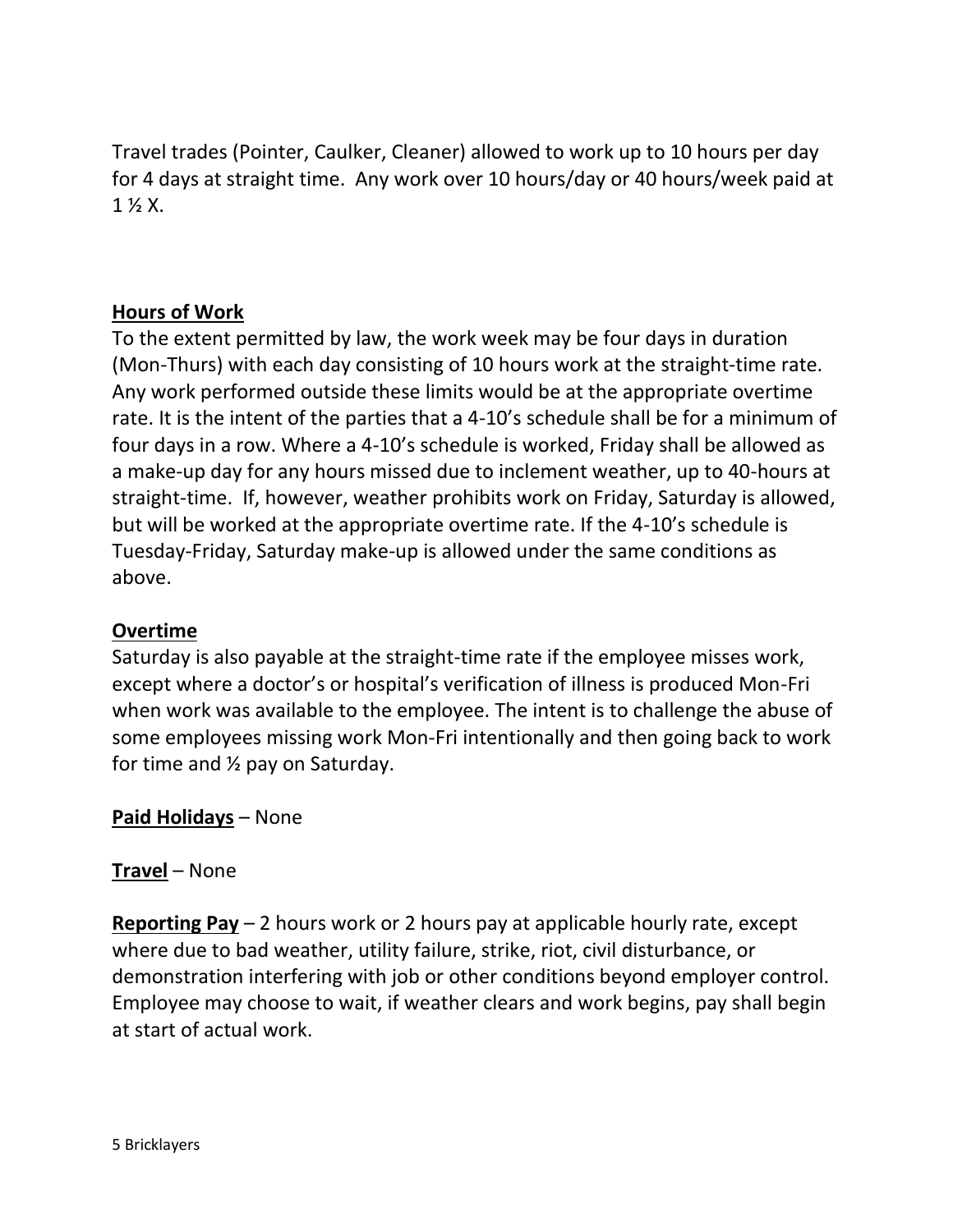Travel trades (Pointer, Caulker, Cleaner) allowed to work up to 10 hours per day for 4 days at straight time. Any work over 10 hours/day or 40 hours/week paid at 1 ½ X.

**Hours of Work**

To the extent permitted by law, the work week may be four days in duration (Mon-Thurs) with each day consisting of 10 hours work at the straight-time rate. Any work performed outside these limits would be at the appropriate overtime rate. It is the intent of the parties that a 4-10's schedule shall be for a minimum of four days in a row. Where a 4-10's schedule is worked, Friday shall be allowed as a make-up day for any hours missed due to inclement weather, up to 40-hours at straight-time. If, however, weather prohibits work on Friday, Saturday is allowed, but will be worked at the appropriate overtime rate. If the 4-10's schedule is Tuesday-Friday, Saturday make-up is allowed under the same conditions as above.

**Overtime**

Saturday is also payable at the straight-time rate if the employee misses work, except where a doctor's or hospital's verification of illness is produced Mon-Fri when work was available to the employee. The intent is to challenge the abuse of some employees missing work Mon-Fri intentionally and then going back to work for time and ½ pay on Saturday.

**Paid Holidays** – None

**Travel** – None

**Reporting Pay** – 2 hours work or 2 hours pay at applicable hourly rate, except where due to bad weather, utility failure, strike, riot, civil disturbance, or demonstration interfering with job or other conditions beyond employer control. Employee may choose to wait, if weather clears and work begins, pay shall begin at start of actual work.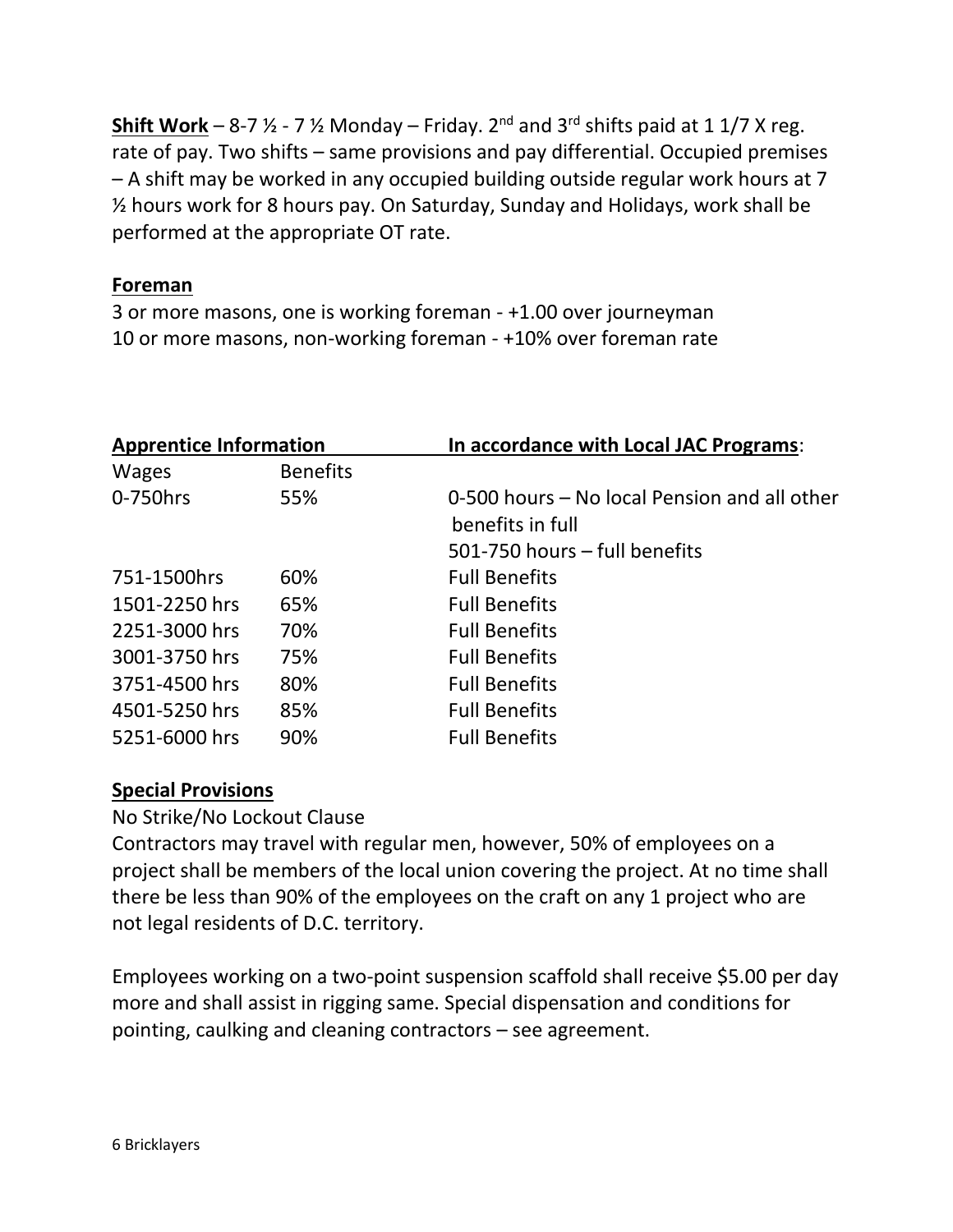**Shift Work** – 8-7 ½ - 7 ½ Monday – Friday. 2nd and 3rd shifts paid at 1 1/7 X reg. rate of pay. Two shifts – same provisions and pay differential. Occupied premises – A shift may be worked in any occupied building outside regular work hours at 7 ½ hours work for 8 hours pay. On Saturday, Sunday and Holidays, work shall be performed at the appropriate OT rate.

**Foreman**

3 or more masons, one is working foreman - +1.00 over journeyman
10 or more masons, non-working foreman - +10% over foreman rate

| **Apprentice Information** | | **In accordance with Local JAC Programs**: |
|---|---|---|
| Wages | Benefits | |
| 0-750hrs | 55% | 0-500 hours – No local Pension and all other benefits in full<br>501-750 hours – full benefits |
| 751-1500hrs | 60% | Full Benefits |
| 1501-2250 hrs | 65% | Full Benefits |
| 2251-3000 hrs | 70% | Full Benefits |
| 3001-3750 hrs | 75% | Full Benefits |
| 3751-4500 hrs | 80% | Full Benefits |
| 4501-5250 hrs | 85% | Full Benefits |
| 5251-6000 hrs | 90% | Full Benefits |

**Special Provisions**

No Strike/No Lockout Clause
Contractors may travel with regular men, however, 50% of employees on a project shall be members of the local union covering the project. At no time shall there be less than 90% of the employees on the craft on any 1 project who are not legal residents of D.C. territory.

Employees working on a two-point suspension scaffold shall receive $5.00 per day more and shall assist in rigging same. Special dispensation and conditions for pointing, caulking and cleaning contractors – see agreement.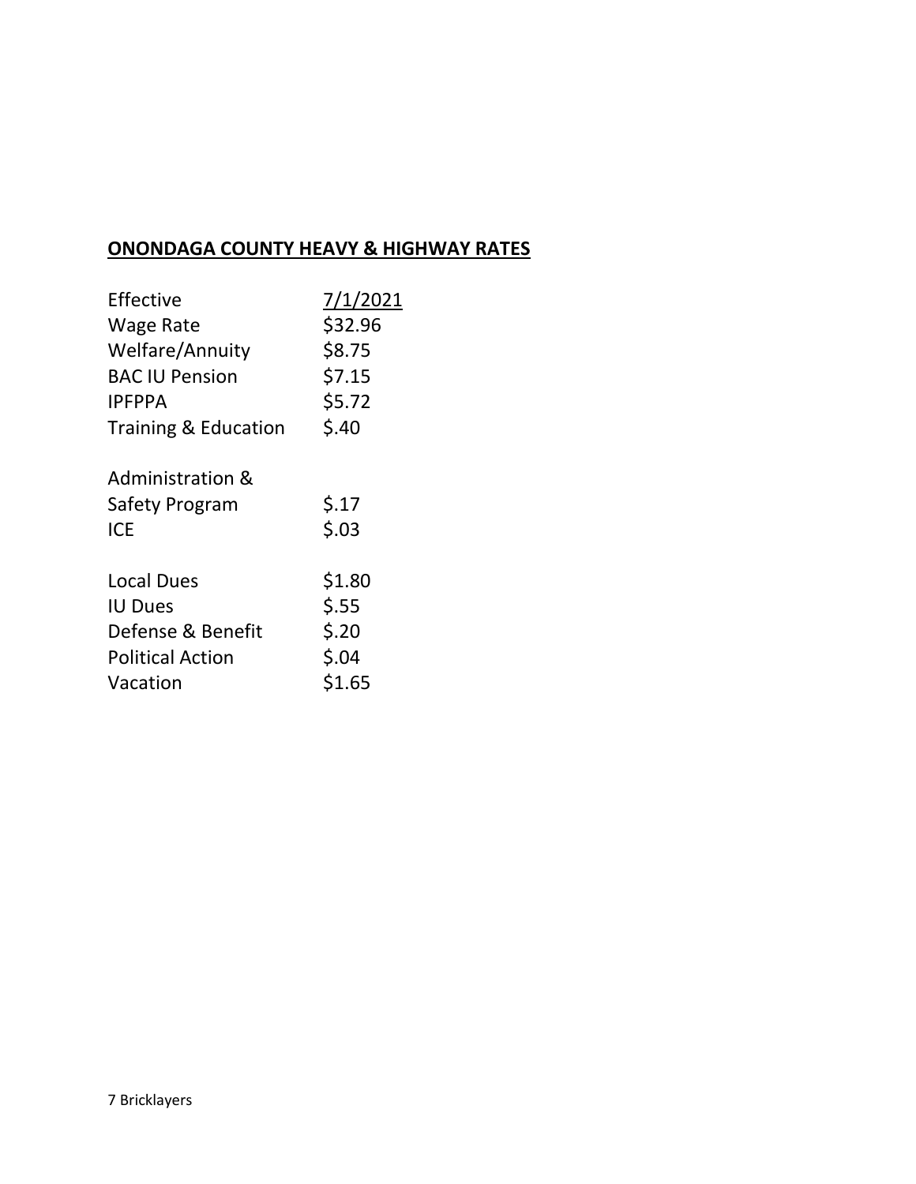## ONONDAGA COUNTY HEAVY & HIGHWAY RATES

| | |
|---|---|
| Effective | 7/1/2021 |
| Wage Rate | $32.96 |
| Welfare/Annuity | $8.75 |
| BAC IU Pension | $7.15 |
| IPFPPA | $5.72 |
| Training & Education | $.40 |
| Administration & Safety Program | $.17 |
| ICE | $.03 |
| Local Dues | $1.80 |
| IU Dues | $.55 |
| Defense & Benefit | $.20 |
| Political Action | $.04 |
| Vacation | $1.65 |